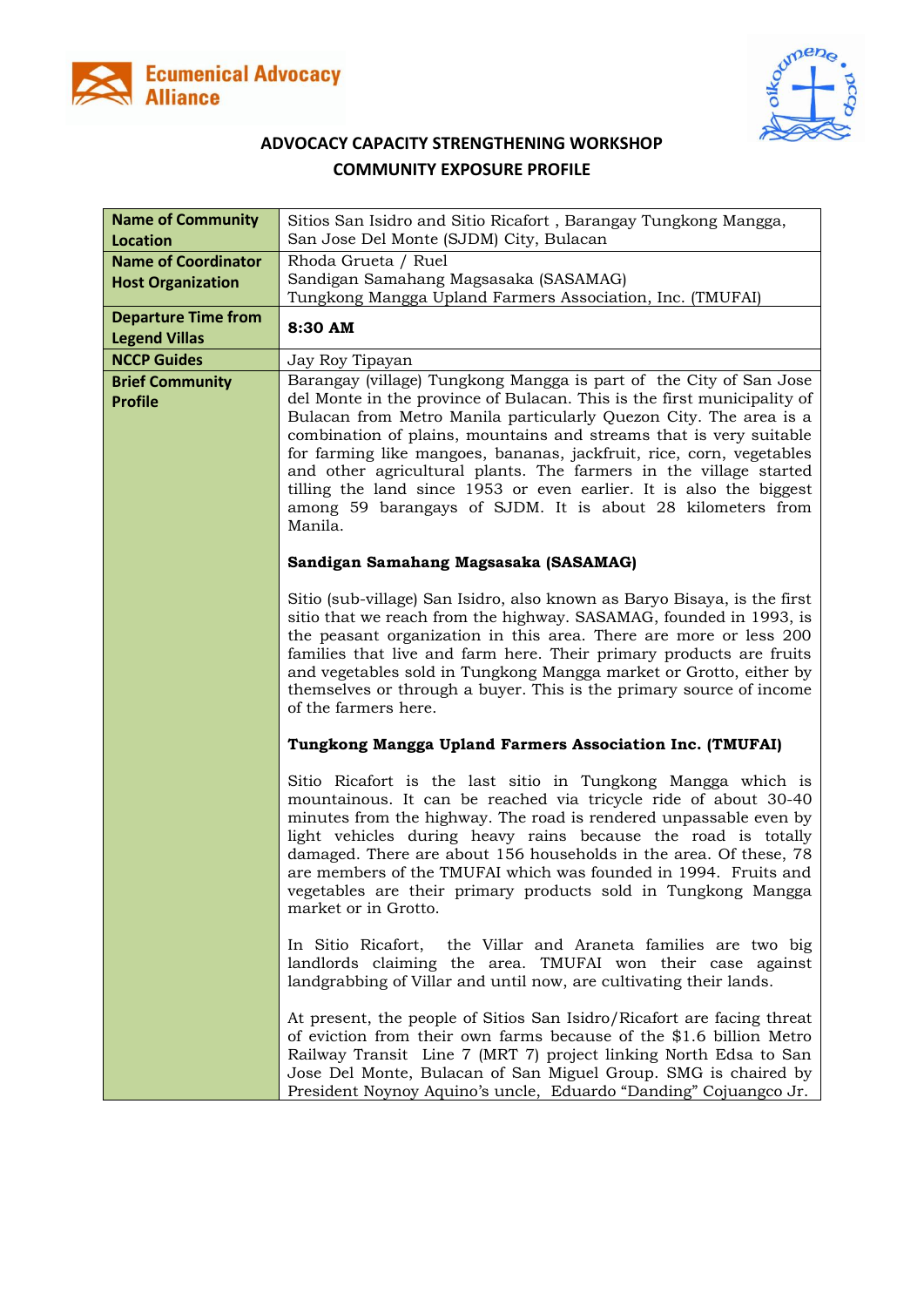Ecumenical Advocacy Alliance

## ADVOCACY CAPACITY STRENGTHENING WORKSHOP
## COMMUNITY EXPOSURE PROFILE

| **Name of Community Location** | Sitios San Isidro and Sitio Ricafort , Barangay Tungkong Mangga, San Jose Del Monte (SJDM) City, Bulacan |
|---|---|
| **Name of Coordinator Host Organization** | Rhoda Grueta / Ruel<br>Sandigan Samahang Magsasaka (SASAMAG)<br>Tungkong Mangga Upland Farmers Association, Inc. (TMUFAI) |
| **Departure Time from Legend Villas** | **8:30 AM** |
| **NCCP Guides** | Jay Roy Tipayan |
| **Brief Community Profile** | Barangay (village) Tungkong Mangga is part of the City of San Jose del Monte in the province of Bulacan. This is the first municipality of Bulacan from Metro Manila particularly Quezon City. The area is a combination of plains, mountains and streams that is very suitable for farming like mangoes, bananas, jackfruit, rice, corn, vegetables and other agricultural plants. The farmers in the village started tilling the land since 1953 or even earlier. It is also the biggest among 59 barangays of SJDM. It is about 28 kilometers from Manila.<br><br>**Sandigan Samahang Magsasaka (SASAMAG)**<br><br>Sitio (sub-village) San Isidro, also known as Baryo Bisaya, is the first sitio that we reach from the highway. SASAMAG, founded in 1993, is the peasant organization in this area. There are more or less 200 families that live and farm here. Their primary products are fruits and vegetables sold in Tungkong Mangga market or Grotto, either by themselves or through a buyer. This is the primary source of income of the farmers here.<br><br>**Tungkong Mangga Upland Farmers Association Inc. (TMUFAI)**<br><br>Sitio Ricafort is the last sitio in Tungkong Mangga which is mountainous. It can be reached via tricycle ride of about 30-40 minutes from the highway. The road is rendered unpassable even by light vehicles during heavy rains because the road is totally damaged. There are about 156 households in the area. Of these, 78 are members of the TMUFAI which was founded in 1994. Fruits and vegetables are their primary products sold in Tungkong Mangga market or in Grotto.<br><br>In Sitio Ricafort, the Villar and Araneta families are two big landlords claiming the area. TMUFAI won their case against landgrabbing of Villar and until now, are cultivating their lands.<br><br>At present, the people of Sitios San Isidro/Ricafort are facing threat of eviction from their own farms because of the $1.6 billion Metro Railway Transit Line 7 (MRT 7) project linking North Edsa to San Jose Del Monte, Bulacan of San Miguel Group. SMG is chaired by President Noynoy Aquino's uncle, Eduardo "Danding" Cojuangco Jr. |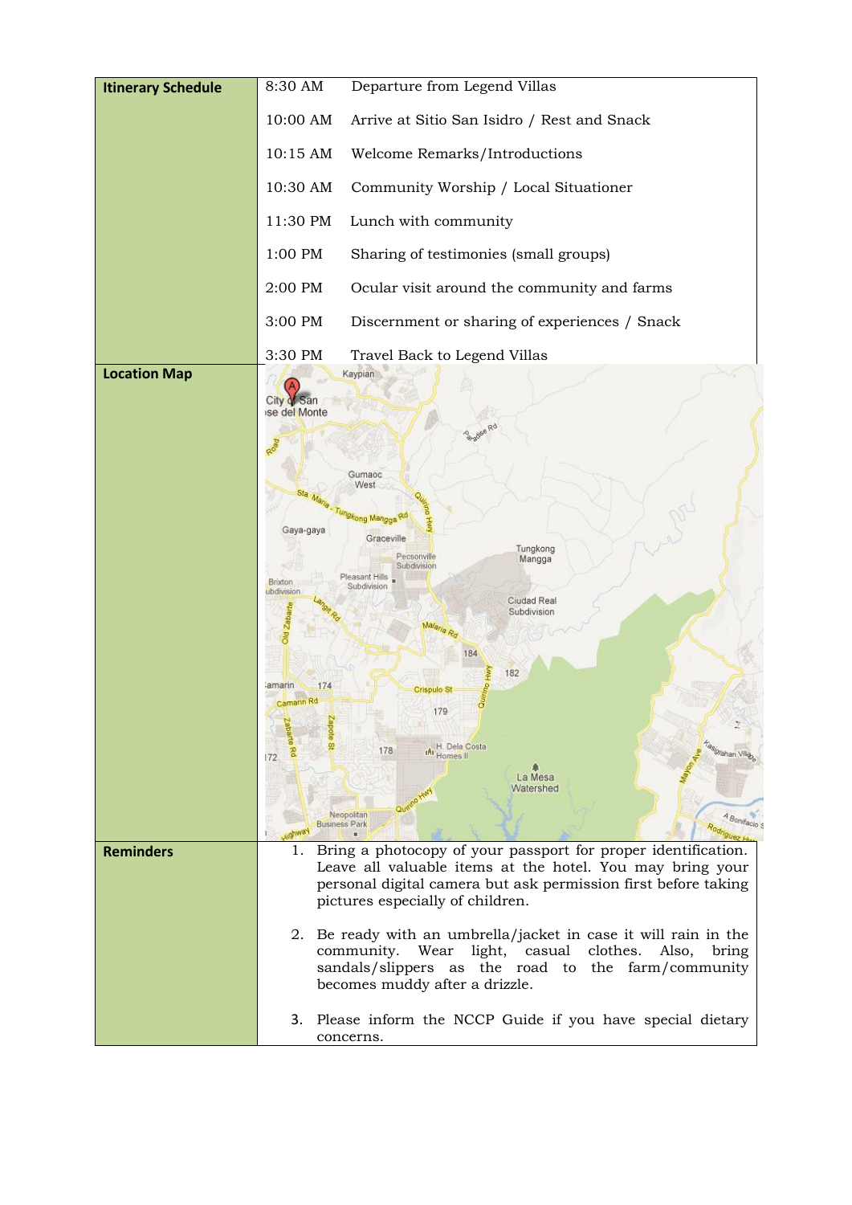| | | |
|---|---|---|
| **Itinerary Schedule** | 8:30 AM | Departure from Legend Villas |
| | 10:00 AM | Arrive at Sitio San Isidro / Rest and Snack |
| | 10:15 AM | Welcome Remarks/Introductions |
| | 10:30 AM | Community Worship / Local Situationer |
| | 11:30 PM | Lunch with community |
| | 1:00 PM | Sharing of testimonies (small groups) |
| | 2:00 PM | Ocular visit around the community and farms |
| | 3:00 PM | Discernment or sharing of experiences / Snack |
| | 3:30 PM | Travel Back to Legend Villas |

**Location Map**

A
City of San Jose del Monte
Kaypian
Paradise Rd
Road
Gumaoc West
Sta Maria - Tungkong Mangga Rd
Quirino Hwy
Gaya-gaya
Graceville
Pecsonville Subdivision
Tungkong Mangga
Pleasant Hills Subdivision
Brixton Subdivision
Langit Rd
Ciudad Real Subdivision
Old Zabarte
Malaria Rd
184
182
Camarin
174
Camarin Rd
Crispulo St
Quirino Hwy
179
Zabarte Rd
Zapote St
172
178
H. Dela Costa Homes II
Kasiglahan Village
Mayon Ave
La Mesa Watershed
Quirino Hwy
Neopolitan Business Park
Highway
A Bonifacio St
Rodriguez Hwy

**Reminders**

1. Bring a photocopy of your passport for proper identification. Leave all valuable items at the hotel. You may bring your personal digital camera but ask permission first before taking pictures especially of children.

2. Be ready with an umbrella/jacket in case it will rain in the community. Wear light, casual clothes. Also, bring sandals/slippers as the road to the farm/community becomes muddy after a drizzle.

3. Please inform the NCCP Guide if you have special dietary concerns.